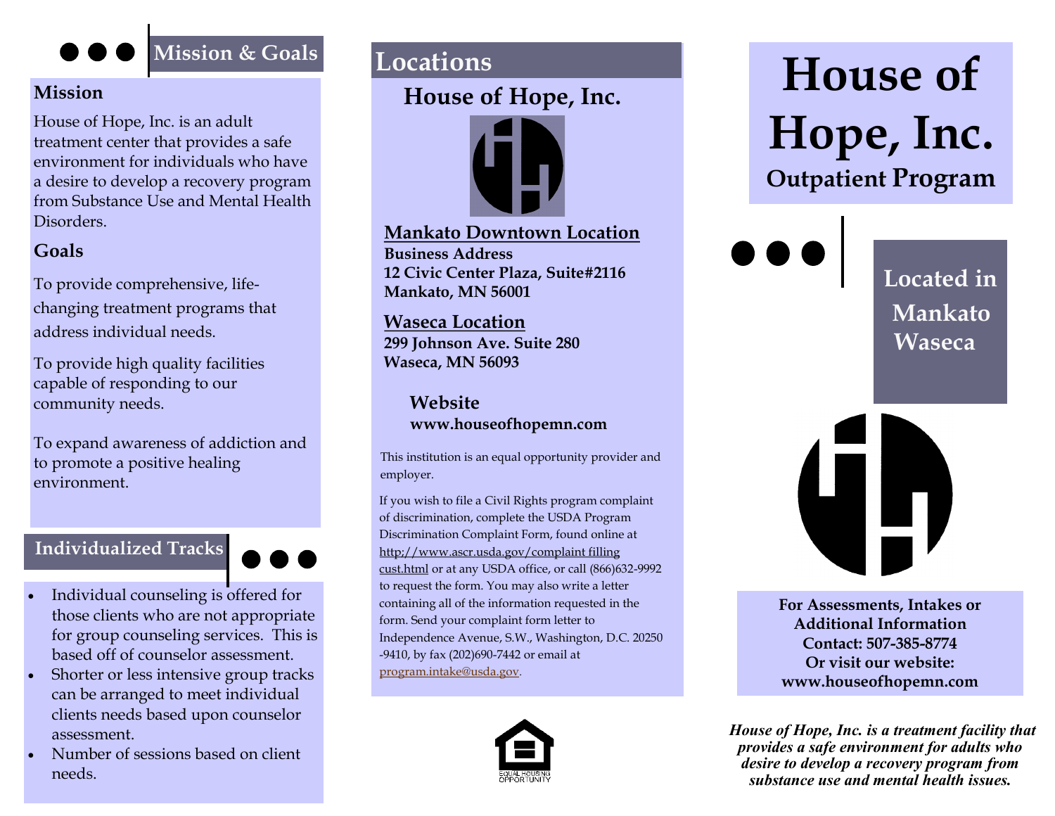## Mission & Goals

### Mission

House of Hope, Inc. is an adult treatment center that provides a safe environment for individuals who have a desire to develop a recovery program from Substance Use and Mental Health Disorders.

### Goals

To provide comprehensive, life-changing treatment programs that address individual needs.

To provide high quality facilities capable of responding to our community needs.

To expand awareness of addiction and to promote a positive healing environment.

## Individualized Tracks

- Individual counseling is offered for those clients who are not appropriate for group counseling services. This is based off of counselor assessment.
- Shorter or less intensive group tracks can be arranged to meet individual clients needs based upon counselor assessment.
- Number of sessions based on client needs.

## Locations

### House of Hope, Inc.

**Mankato Downtown Location**
**Business Address**
**12 Civic Center Plaza, Suite#2116**
**Mankato, MN 56001**

**Waseca Location**
**299 Johnson Ave. Suite 280**
**Waseca, MN 56093**

**Website**
**www.houseofhopemn.com**

This institution is an equal opportunity provider and employer.

If you wish to file a Civil Rights program complaint of discrimination, complete the USDA Program Discrimination Complaint Form, found online at http://www.ascr.usda.gov/complaint filling cust.html or at any USDA office, or call (866)632-9992 to request the form. You may also write a letter containing all of the information requested in the form. Send your complaint form letter to Independence Avenue, S.W., Washington, D.C. 20250-9410, by fax (202)690-7442 or email at program.intake@usda.gov.

EQUAL HOUSING OPPORTUNITY

# House of Hope, Inc.

## Outpatient Program

**Located in Mankato Waseca**

**For Assessments, Intakes or Additional Information Contact: 507-385-8774 Or visit our website: www.houseofhopemn.com**

***House of Hope, Inc. is a treatment facility that provides a safe environment for adults who desire to develop a recovery program from substance use and mental health issues.***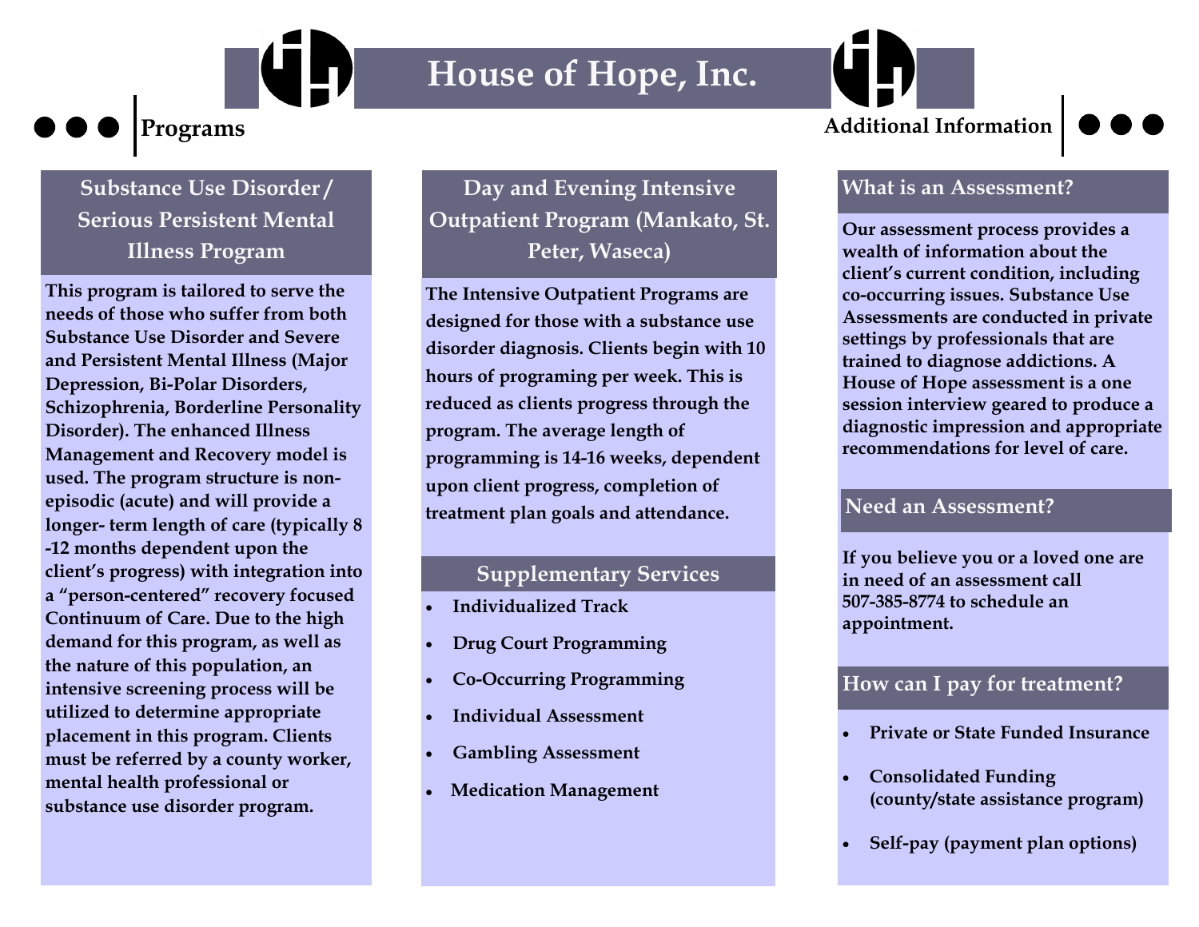# House of Hope, Inc.

## Programs

### Substance Use Disorder / Serious Persistent Mental Illness Program

**This program is tailored to serve the needs of those who suffer from both Substance Use Disorder and Severe and Persistent Mental Illness (Major Depression, Bi-Polar Disorders, Schizophrenia, Borderline Personality Disorder). The enhanced Illness Management and Recovery model is used. The program structure is non-episodic (acute) and will provide a longer- term length of care (typically 8 -12 months dependent upon the client's progress) with integration into a "person-centered" recovery focused Continuum of Care. Due to the high demand for this program, as well as the nature of this population, an intensive screening process will be utilized to determine appropriate placement in this program. Clients must be referred by a county worker, mental health professional or substance use disorder program.**

### Day and Evening Intensive Outpatient Program (Mankato, St. Peter, Waseca)

**The Intensive Outpatient Programs are designed for those with a substance use disorder diagnosis. Clients begin with 10 hours of programing per week. This is reduced as clients progress through the program. The average length of programming is 14-16 weeks, dependent upon client progress, completion of treatment plan goals and attendance.**

### Supplementary Services

- **Individualized Track**
- **Drug Court Programming**
- **Co-Occurring Programming**
- **Individual Assessment**
- **Gambling Assessment**
- **Medication Management**

## Additional Information

### What is an Assessment?

**Our assessment process provides a wealth of information about the client's current condition, including co-occurring issues. Substance Use Assessments are conducted in private settings by professionals that are trained to diagnose addictions. A House of Hope assessment is a one session interview geared to produce a diagnostic impression and appropriate recommendations for level of care.**

### Need an Assessment?

**If you believe you or a loved one are in need of an assessment call 507-385-8774 to schedule an appointment.**

### How can I pay for treatment?

- **Private or State Funded Insurance**
- **Consolidated Funding (county/state assistance program)**
- **Self-pay (payment plan options)**